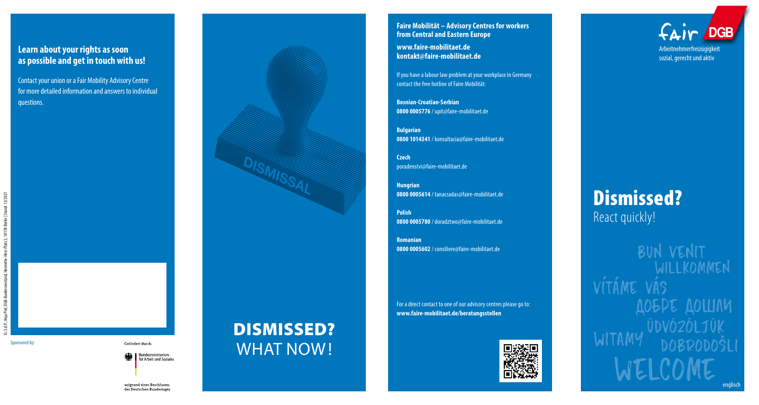## Learn about your rights as soon as possible and get in touch with us!

Contact your union or a Fair Mobility Advisory Centre for more detailed information and answers to individual questions.

V.i.S.d.P.: Anja Piel, DGB-Bundesvorstand, Henriette-Herz-Platz 2, 10178 Berlin | Stand: 12/2021

Sponsored by:

Gefördert durch:

Bundesministerium für Arbeit und Soziales

aufgrund eines Beschlusses des Deutschen Bundestages

DISMISSAL

# DISMISSED?

WHAT NOW!

**Faire Mobilität – Advisory Centres for workers from Central and Eastern Europe**

**www.faire-mobilitaet.de**
**kontakt@faire-mobilitaet.de**

If you have a labour law problem at your workplace in Germany contact the free hotline of Faire Mobilität:

**Bosnian-Croatian-Serbian**
**0800 0005776** / upit@faire-mobilitaet.de

**Bulgarian**
**0800 1014341** / konsultacia@faire-mobilitaet.de

**Czech**
poradenstvi@faire-mobilitaet.de

**Hungarian**
**0800 0005614** / tanacsadas@faire-mobilitaet.de

**Polish**
**0800 0005780** / doradztwo@faire-mobilitaet.de

**Romanian**
**0800 0005602** / consiliere@faire-mobilitaet.de

For a direct contact to one of our advisory centres please go to:
**www.faire-mobilitaet.de/beratungsstellen**

fair DGB

Arbeitnehmerfreizügigkeit sozial, gerecht und aktiv

# Dismissed?

React quickly!

BUN VENIT
WILLKOMMEN
VÍTÁME VÁS
ДОБРЕ ДОШЛИ
ÜDVÖZÖLJÜK
WITAMY
DOBRODOŠLI
WELCOME

englisch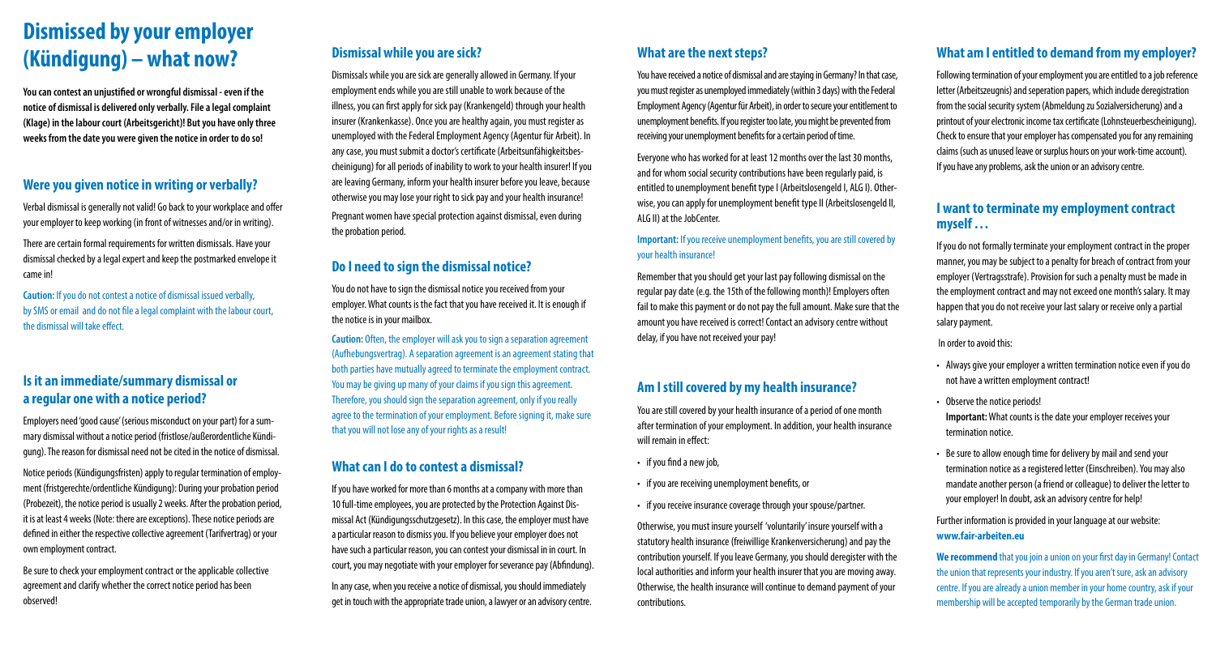# Dismissed by your employer (Kündigung) – what now?

**You can contest an unjustified or wrongful dismissal - even if the notice of dismissal is delivered only verbally. File a legal complaint (Klage) in the labour court (Arbeitsgericht)! But you have only three weeks from the date you were given the notice in order to do so!**

## Were you given notice in writing or verbally?

Verbal dismissal is generally not valid! Go back to your workplace and offer your employer to keep working (in front of witnesses and/or in writing).

There are certain formal requirements for written dismissals. Have your dismissal checked by a legal expert and keep the postmarked envelope it came in!

**Caution:** If you do not contest a notice of dismissal issued verbally, by SMS or email and do not file a legal complaint with the labour court, the dismissal will take effect.

## Is it an immediate/summary dismissal or a regular one with a notice period?

Employers need 'good cause' (serious misconduct on your part) for a summary dismissal without a notice period (fristlose/außerordentliche Kündigung). The reason for dismissal need not be cited in the notice of dismissal.

Notice periods (Kündigungsfristen) apply to regular termination of employment (fristgerechte/ordentliche Kündigung): During your probation period (Probezeit), the notice period is usually 2 weeks. After the probation period, it is at least 4 weeks (Note: there are exceptions). These notice periods are defined in either the respective collective agreement (Tarifvertrag) or your own employment contract.

Be sure to check your employment contract or the applicable collective agreement and clarify whether the correct notice period has been observed!

## Dismissal while you are sick?

Dismissals while you are sick are generally allowed in Germany. If your employment ends while you are still unable to work because of the illness, you can first apply for sick pay (Krankengeld) through your health insurer (Krankenkasse). Once you are healthy again, you must register as unemployed with the Federal Employment Agency (Agentur für Arbeit). In any case, you must submit a doctor's certificate (Arbeitsunfähigkeitsbescheinigung) for all periods of inability to work to your health insurer! If you are leaving Germany, inform your health insurer before you leave, because otherwise you may lose your right to sick pay and your health insurance!

Pregnant women have special protection against dismissal, even during the probation period.

## Do I need to sign the dismissal notice?

You do not have to sign the dismissal notice you received from your employer. What counts is the fact that you have received it. It is enough if the notice is in your mailbox.

**Caution:** Often, the employer will ask you to sign a separation agreement (Aufhebungsvertrag). A separation agreement is an agreement stating that both parties have mutually agreed to terminate the employment contract. You may be giving up many of your claims if you sign this agreement. Therefore, you should sign the separation agreement, only if you really agree to the termination of your employment. Before signing it, make sure that you will not lose any of your rights as a result!

## What can I do to contest a dismissal?

If you have worked for more than 6 months at a company with more than 10 full-time employees, you are protected by the Protection Against Dismissal Act (Kündigungsschutzgesetz). In this case, the employer must have a particular reason to dismiss you. If you believe your employer does not have such a particular reason, you can contest your dismissal in in court. In court, you may negotiate with your employer for severance pay (Abfindung).

In any case, when you receive a notice of dismissal, you should immediately get in touch with the appropriate trade union, a lawyer or an advisory centre.

## What are the next steps?

You have received a notice of dismissal and are staying in Germany? In that case, you must register as unemployed immediately (within 3 days) with the Federal Employment Agency (Agentur für Arbeit), in order to secure your entitlement to unemployment benefits. If you register too late, you might be prevented from receiving your unemployment benefits for a certain period of time.

Everyone who has worked for at least 12 months over the last 30 months, and for whom social security contributions have been regularly paid, is entitled to unemployment benefit type I (Arbeitslosengeld I, ALG I). Otherwise, you can apply for unemployment benefit type II (Arbeitslosengeld II, ALG II) at the JobCenter.

**Important:** If you receive unemployment benefits, you are still covered by your health insurance!

Remember that you should get your last pay following dismissal on the regular pay date (e.g. the 15th of the following month)! Employers often fail to make this payment or do not pay the full amount. Make sure that the amount you have received is correct! Contact an advisory centre without delay, if you have not received your pay!

## Am I still covered by my health insurance?

You are still covered by your health insurance of a period of one month after termination of your employment. In addition, your health insurance will remain in effect:

- if you find a new job,
- if you are receiving unemployment benefits, or
- if you receive insurance coverage through your spouse/partner.

Otherwise, you must insure yourself 'voluntarily' insure yourself with a statutory health insurance (freiwillige Krankenversicherung) and pay the contribution yourself. If you leave Germany, you should deregister with the local authorities and inform your health insurer that you are moving away. Otherwise, the health insurance will continue to demand payment of your contributions.

## What am I entitled to demand from my employer?

Following termination of your employment you are entitled to a job reference letter (Arbeitszeugnis) and seperation papers, which include deregistration from the social security system (Abmeldung zu Sozialversicherung) and a printout of your electronic income tax certificate (Lohnsteuerbescheinigung). Check to ensure that your employer has compensated you for any remaining claims (such as unused leave or surplus hours on your work-time account). If you have any problems, ask the union or an advisory centre.

## I want to terminate my employment contract myself …

If you do not formally terminate your employment contract in the proper manner, you may be subject to a penalty for breach of contract from your employer (Vertragsstrafe). Provision for such a penalty must be made in the employment contract and may not exceed one month's salary. It may happen that you do not receive your last salary or receive only a partial salary payment.

In order to avoid this:

- Always give your employer a written termination notice even if you do not have a written employment contract!
- Observe the notice periods!
  **Important:** What counts is the date your employer receives your termination notice.
- Be sure to allow enough time for delivery by mail and send your termination notice as a registered letter (Einschreiben). You may also mandate another person (a friend or colleague) to deliver the letter to your employer! In doubt, ask an advisory centre for help!

Further information is provided in your language at our website:
**www.fair-arbeiten.eu**

**We recommend** that you join a union on your first day in Germany! Contact the union that represents your industry. If you aren't sure, ask an advisory centre. If you are already a union member in your home country, ask if your membership will be accepted temporarily by the German trade union.